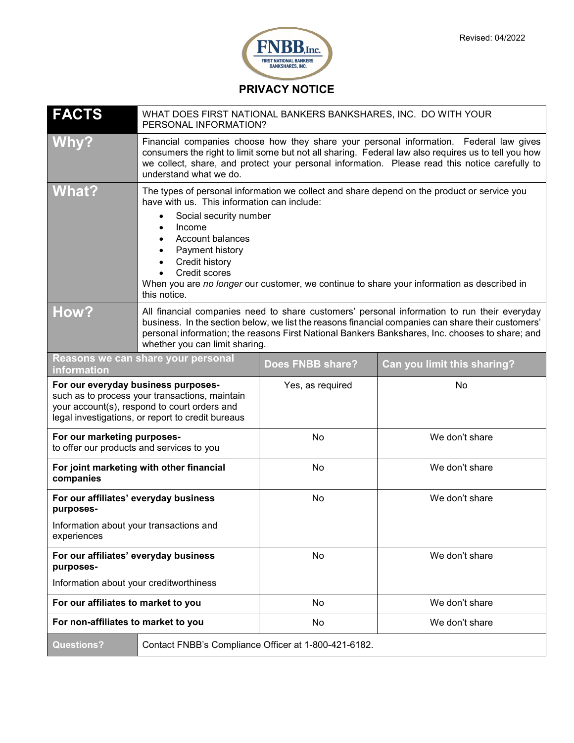Revised: 04/2022

# PRIVACY NOTICE

| **FACTS** | WHAT DOES FIRST NATIONAL BANKERS BANKSHARES, INC. DO WITH YOUR PERSONAL INFORMATION? |
|---|---|
| **Why?** | Financial companies choose how they share your personal information. Federal law gives consumers the right to limit some but not all sharing. Federal law also requires us to tell you how we collect, share, and protect your personal information. Please read this notice carefully to understand what we do. |
| **What?** | The types of personal information we collect and share depend on the product or service you have with us. This information can include:<br>• Social security number<br>• Income<br>• Account balances<br>• Payment history<br>• Credit history<br>• Credit scores<br>When you are *no longer* our customer, we continue to share your information as described in this notice. |
| **How?** | All financial companies need to share customers' personal information to run their everyday business. In the section below, we list the reasons financial companies can share their customers' personal information; the reasons First National Bankers Bankshares, Inc. chooses to share; and whether you can limit sharing. |

| Reasons we can share your personal information | Does FNBB share? | Can you limit this sharing? |
|---|---|---|
| **For our everyday business purposes-** such as to process your transactions, maintain your account(s), respond to court orders and legal investigations, or report to credit bureaus | Yes, as required | No |
| **For our marketing purposes-** to offer our products and services to you | No | We don't share |
| **For joint marketing with other financial companies** | No | We don't share |
| **For our affiliates' everyday business purposes-** Information about your transactions and experiences | No | We don't share |
| **For our affiliates' everyday business purposes-** Information about your creditworthiness | No | We don't share |
| **For our affiliates to market to you** | No | We don't share |
| **For non-affiliates to market to you** | No | We don't share |

| **Questions?** | Contact FNBB's Compliance Officer at 1-800-421-6182. |
|---|---|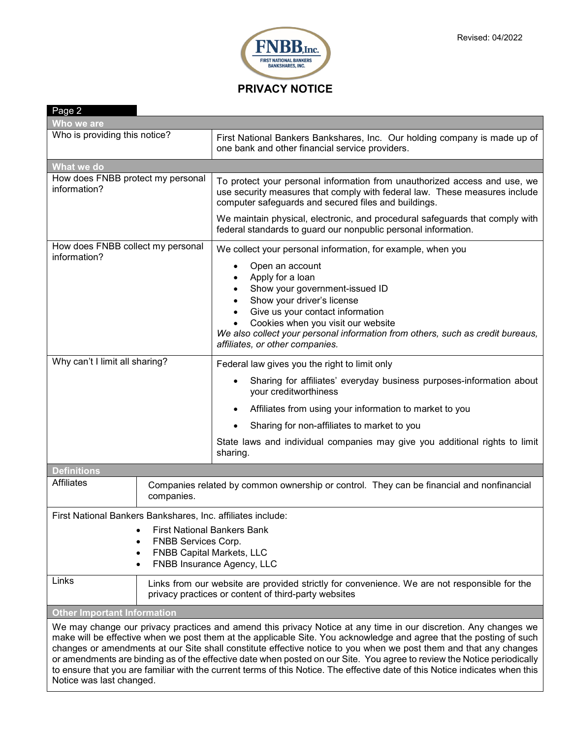Revised: 04/2022

# PRIVACY NOTICE

Page 2

| | |
|---|---|
| **Who we are** | |
| Who is providing this notice? | First National Bankers Bankshares, Inc. Our holding company is made up of one bank and other financial service providers. |
| **What we do** | |
| How does FNBB protect my personal information? | To protect your personal information from unauthorized access and use, we use security measures that comply with federal law. These measures include computer safeguards and secured files and buildings.<br><br>We maintain physical, electronic, and procedural safeguards that comply with federal standards to guard our nonpublic personal information. |
| How does FNBB collect my personal information? | We collect your personal information, for example, when you<br>• Open an account<br>• Apply for a loan<br>• Show your government-issued ID<br>• Show your driver's license<br>• Give us your contact information<br>• Cookies when you visit our website<br>*We also collect your personal information from others, such as credit bureaus, affiliates, or other companies.* |
| Why can't I limit all sharing? | Federal law gives you the right to limit only<br>• Sharing for affiliates' everyday business purposes-information about your creditworthiness<br>• Affiliates from using your information to market to you<br>• Sharing for non-affiliates to market to you<br><br>State laws and individual companies may give you additional rights to limit sharing. |

| | |
|---|---|
| **Definitions** | |
| Affiliates | Companies related by common ownership or control. They can be financial and nonfinancial companies. |

First National Bankers Bankshares, Inc. affiliates include:

- First National Bankers Bank
- FNBB Services Corp.
- FNBB Capital Markets, LLC
- FNBB Insurance Agency, LLC

| | |
|---|---|
| Links | Links from our website are provided strictly for convenience. We are not responsible for the privacy practices or content of third-party websites |

**Other Important Information**

We may change our privacy practices and amend this privacy Notice at any time in our discretion. Any changes we make will be effective when we post them at the applicable Site. You acknowledge and agree that the posting of such changes or amendments at our Site shall constitute effective notice to you when we post them and that any changes or amendments are binding as of the effective date when posted on our Site. You agree to review the Notice periodically to ensure that you are familiar with the current terms of this Notice. The effective date of this Notice indicates when this Notice was last changed.